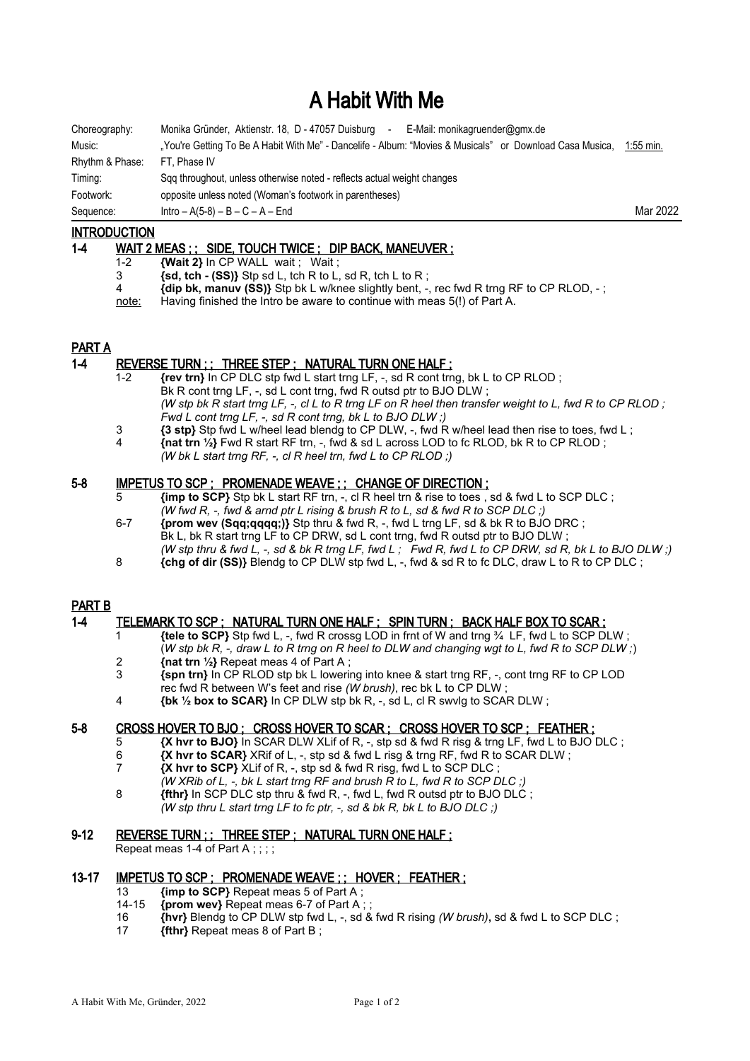# A Habit With Me

| | | |
|---|---|---|
| Choreography: | Monika Gründer, Aktienstr. 18, D - 47057 Duisburg - E-Mail: monikagruender@gmx.de | |
| Music: | „You're Getting To Be A Habit With Me" - Dancelife - Album: "Movies & Musicals" or Download Casa Musica, 1:55 min. | |
| Rhythm & Phase: | FT, Phase IV | |
| Timing: | Sqq throughout, unless otherwise noted - reflects actual weight changes | |
| Footwork: | opposite unless noted (Woman's footwork in parentheses) | |
| Sequence: | Intro – A(5-8) – B – C – A – End | Mar 2022 |

## INTRODUCTION

### 1-4 WAIT 2 MEAS ; ; SIDE, TOUCH TWICE ; DIP BACK, MANEUVER ;

1-2 **{Wait 2}** In CP WALL wait ; Wait ;
3 **{sd, tch - (SS)}** Stp sd L, tch R to L, sd R, tch L to R ;
4 **{dip bk, manuv (SS)}** Stp bk L w/knee slightly bent, -, rec fwd R trng RF to CP RLOD, - ;
note: Having finished the Intro be aware to continue with meas 5(!) of Part A.

## PART A

### 1-4 REVERSE TURN ; ; THREE STEP ; NATURAL TURN ONE HALF ;

1-2 **{rev trn}** In CP DLC stp fwd L start trng LF, -, sd R cont trng, bk L to CP RLOD ;
Bk R cont trng LF, -, sd L cont trng, fwd R outsd ptr to BJO DLW ;
*(W stp bk R start trng LF, -, cl L to R trng LF on R heel then transfer weight to L, fwd R to CP RLOD ; Fwd L cont trng LF, -, sd R cont trng, bk L to BJO DLW ;)*
3 **{3 stp}** Stp fwd L w/heel lead blendg to CP DLW, -, fwd R w/heel lead then rise to toes, fwd L ;
4 **{nat trn ½}** Fwd R start RF trn, -, fwd & sd L across LOD to fc RLOD, bk R to CP RLOD ;
*(W bk L start trng RF, -, cl R heel trn, fwd L to CP RLOD ;)*

### 5-8 IMPETUS TO SCP ; PROMENADE WEAVE ; ; CHANGE OF DIRECTION ;

5 **{imp to SCP}** Stp bk L start RF trn, -, cl R heel trn & rise to toes , sd & fwd L to SCP DLC ;
*(W fwd R, -, fwd & arnd ptr L rising & brush R to L, sd & fwd R to SCP DLC ;)*
6-7 **{prom wev (Sqq;qqqq;)}** Stp thru & fwd R, -, fwd L trng LF, sd & bk R to BJO DRC ;
Bk L, bk R start trng LF to CP DRW, sd L cont trng, fwd R outsd ptr to BJO DLW ;
*(W stp thru & fwd L, -, sd & bk R trng LF, fwd L ; Fwd R, fwd L to CP DRW, sd R, bk L to BJO DLW ;)*
8 **{chg of dir (SS)}** Blendg to CP DLW stp fwd L, -, fwd & sd R to fc DLC, draw L to R to CP DLC ;

## PART B

### 1-4 TELEMARK TO SCP ; NATURAL TURN ONE HALF ; SPIN TURN ; BACK HALF BOX TO SCAR ;

1 **{tele to SCP}** Stp fwd L, -, fwd R crossg LOD in frnt of W and trng ¾ LF, fwd L to SCP DLW ;
(*W stp bk R, -, draw L to R trng on R heel to DLW and changing wgt to L, fwd R to SCP DLW ;*)
2 **{nat trn ½}** Repeat meas 4 of Part A ;
3 **{spn trn}** In CP RLOD stp bk L lowering into knee & start trng RF, -, cont trng RF to CP LOD rec fwd R between W's feet and rise *(W brush)*, rec bk L to CP DLW ;
4 **{bk ½ box to SCAR}** In CP DLW stp bk R, -, sd L, cl R swvlg to SCAR DLW ;

### 5-8 CROSS HOVER TO BJO ; CROSS HOVER TO SCAR ; CROSS HOVER TO SCP ; FEATHER ;

5 **{X hvr to BJO}** In SCAR DLW XLif of R, -, stp sd & fwd R risg & trng LF, fwd L to BJO DLC ;
6 **{X hvr to SCAR}** XRif of L, -, stp sd & fwd L risg & trng RF, fwd R to SCAR DLW ;
7 **{X hvr to SCP}** XLif of R, -, stp sd & fwd R risg, fwd L to SCP DLC ;
*(W XRib of L, -, bk L start trng RF and brush R to L, fwd R to SCP DLC ;)*
8 **{fthr}** In SCP DLC stp thru & fwd R, -, fwd L, fwd R outsd ptr to BJO DLC ;
*(W stp thru L start trng LF to fc ptr, -, sd & bk R, bk L to BJO DLC ;)*

### 9-12 REVERSE TURN ; ; THREE STEP ; NATURAL TURN ONE HALF ;

Repeat meas 1-4 of Part A ; ; ; ;

### 13-17 IMPETUS TO SCP ; PROMENADE WEAVE ; ; HOVER ; FEATHER ;

13 **{imp to SCP}** Repeat meas 5 of Part A ;
14-15 **{prom wev}** Repeat meas 6-7 of Part A ; ;
16 **{hvr}** Blendg to CP DLW stp fwd L, -, sd & fwd R rising *(W brush)*, sd & fwd L to SCP DLC ;
17 **{fthr}** Repeat meas 8 of Part B ;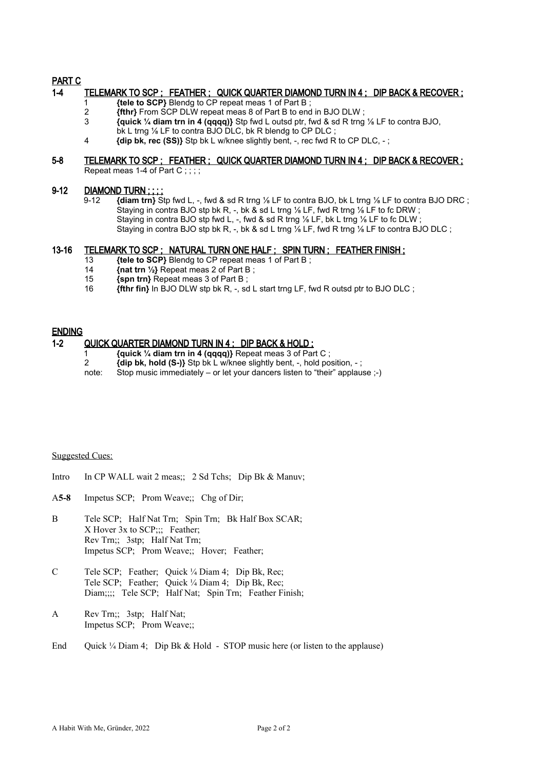## PART C

### 1-4 TELEMARK TO SCP ; FEATHER ; QUICK QUARTER DIAMOND TURN IN 4 ; DIP BACK & RECOVER ;

1 **{tele to SCP}** Blendg to CP repeat meas 1 of Part B ;

2 **{fthr}** From SCP DLW repeat meas 8 of Part B to end in BJO DLW ;

3 **{quick ¼ diam trn in 4 (qqqq)}** Stp fwd L outsd ptr, fwd & sd R trng ⅛ LF to contra BJO, bk L trng ⅛ LF to contra BJO DLC, bk R blendg to CP DLC ;

4 **{dip bk, rec (SS)}** Stp bk L w/knee slightly bent, -, rec fwd R to CP DLC, - ;

### 5-8 TELEMARK TO SCP ; FEATHER ; QUICK QUARTER DIAMOND TURN IN 4 ; DIP BACK & RECOVER ;

Repeat meas 1-4 of Part C ; ; ; ;

### 9-12 DIAMOND TURN ; ; ; ;

9-12 **{diam trn}** Stp fwd L, -, fwd & sd R trng ⅛ LF to contra BJO, bk L trng ⅛ LF to contra BJO DRC ;
Staying in contra BJO stp bk R, -, bk & sd L trng ⅛ LF, fwd R trng ⅛ LF to fc DRW ;
Staying in contra BJO stp fwd L, -, fwd & sd R trng ⅛ LF, bk L trng ⅛ LF to fc DLW ;
Staying in contra BJO stp bk R, -, bk & sd L trng ⅛ LF, fwd R trng ⅛ LF to contra BJO DLC ;

### 13-16 TELEMARK TO SCP ; NATURAL TURN ONE HALF ; SPIN TURN ; FEATHER FINISH ;

13 **{tele to SCP}** Blendg to CP repeat meas 1 of Part B ;

14 **{nat trn ½}** Repeat meas 2 of Part B ;

15 **{spn trn}** Repeat meas 3 of Part B ;

16 **{fthr fin}** In BJO DLW stp bk R, -, sd L start trng LF, fwd R outsd ptr to BJO DLC ;

## ENDING

### 1-2 QUICK QUARTER DIAMOND TURN IN 4 ; DIP BACK & HOLD ;

1 **{quick ¼ diam trn in 4 (qqqq)}** Repeat meas 3 of Part C ;

2 **{dip bk, hold (S-)}** Stp bk L w/knee slightly bent, -, hold position, - ;

note: Stop music immediately – or let your dancers listen to "their" applause ;-)

Suggested Cues:

Intro In CP WALL wait 2 meas;; 2 Sd Tchs; Dip Bk & Manuv;

A**5-8** Impetus SCP; Prom Weave;; Chg of Dir;

B Tele SCP; Half Nat Trn; Spin Trn; Bk Half Box SCAR;
X Hover 3x to SCP;;; Feather;
Rev Trn;; 3stp; Half Nat Trn;
Impetus SCP; Prom Weave;; Hover; Feather;

C Tele SCP; Feather; Quick ¼ Diam 4; Dip Bk, Rec;
Tele SCP; Feather; Quick ¼ Diam 4; Dip Bk, Rec;
Diam;;;; Tele SCP; Half Nat; Spin Trn; Feather Finish;

A Rev Trn;; 3stp; Half Nat;
Impetus SCP; Prom Weave;;

End Quick ¼ Diam 4; Dip Bk & Hold - STOP music here (or listen to the applause)